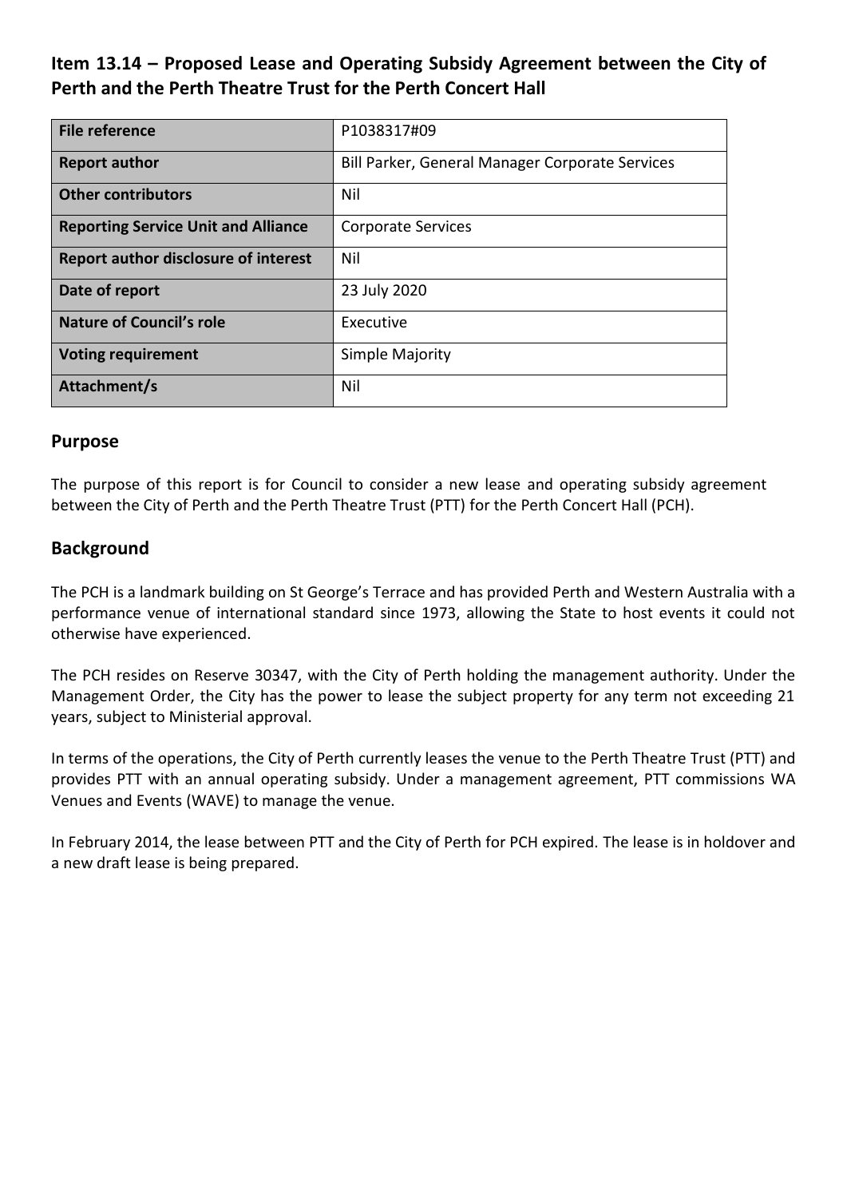## Item 13.14 – Proposed Lease and Operating Subsidy Agreement between the City of Perth and the Perth Theatre Trust for the Perth Concert Hall

| | |
|---|---|
| **File reference** | P1038317#09 |
| **Report author** | Bill Parker, General Manager Corporate Services |
| **Other contributors** | Nil |
| **Reporting Service Unit and Alliance** | Corporate Services |
| **Report author disclosure of interest** | Nil |
| **Date of report** | 23 July 2020 |
| **Nature of Council's role** | Executive |
| **Voting requirement** | Simple Majority |
| **Attachment/s** | Nil |

### Purpose

The purpose of this report is for Council to consider a new lease and operating subsidy agreement between the City of Perth and the Perth Theatre Trust (PTT) for the Perth Concert Hall (PCH).

### Background

The PCH is a landmark building on St George's Terrace and has provided Perth and Western Australia with a performance venue of international standard since 1973, allowing the State to host events it could not otherwise have experienced.

The PCH resides on Reserve 30347, with the City of Perth holding the management authority. Under the Management Order, the City has the power to lease the subject property for any term not exceeding 21 years, subject to Ministerial approval.

In terms of the operations, the City of Perth currently leases the venue to the Perth Theatre Trust (PTT) and provides PTT with an annual operating subsidy. Under a management agreement, PTT commissions WA Venues and Events (WAVE) to manage the venue.

In February 2014, the lease between PTT and the City of Perth for PCH expired. The lease is in holdover and a new draft lease is being prepared.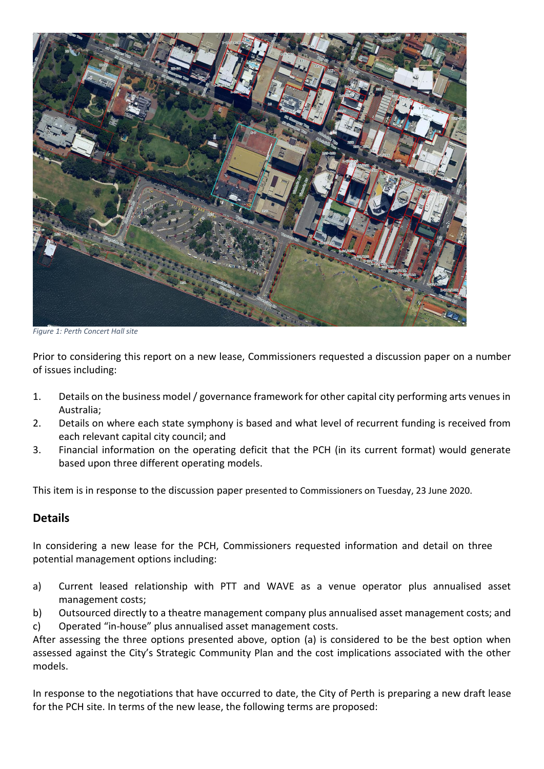*Figure 1: Perth Concert Hall site*

Prior to considering this report on a new lease, Commissioners requested a discussion paper on a number of issues including:

1. Details on the business model / governance framework for other capital city performing arts venues in Australia;
2. Details on where each state symphony is based and what level of recurrent funding is received from each relevant capital city council; and
3. Financial information on the operating deficit that the PCH (in its current format) would generate based upon three different operating models.

This item is in response to the discussion paper presented to Commissioners on Tuesday, 23 June 2020.

## Details

In considering a new lease for the PCH, Commissioners requested information and detail on three potential management options including:

a) Current leased relationship with PTT and WAVE as a venue operator plus annualised asset management costs;
b) Outsourced directly to a theatre management company plus annualised asset management costs; and
c) Operated "in-house" plus annualised asset management costs.

After assessing the three options presented above, option (a) is considered to be the best option when assessed against the City's Strategic Community Plan and the cost implications associated with the other models.

In response to the negotiations that have occurred to date, the City of Perth is preparing a new draft lease for the PCH site. In terms of the new lease, the following terms are proposed: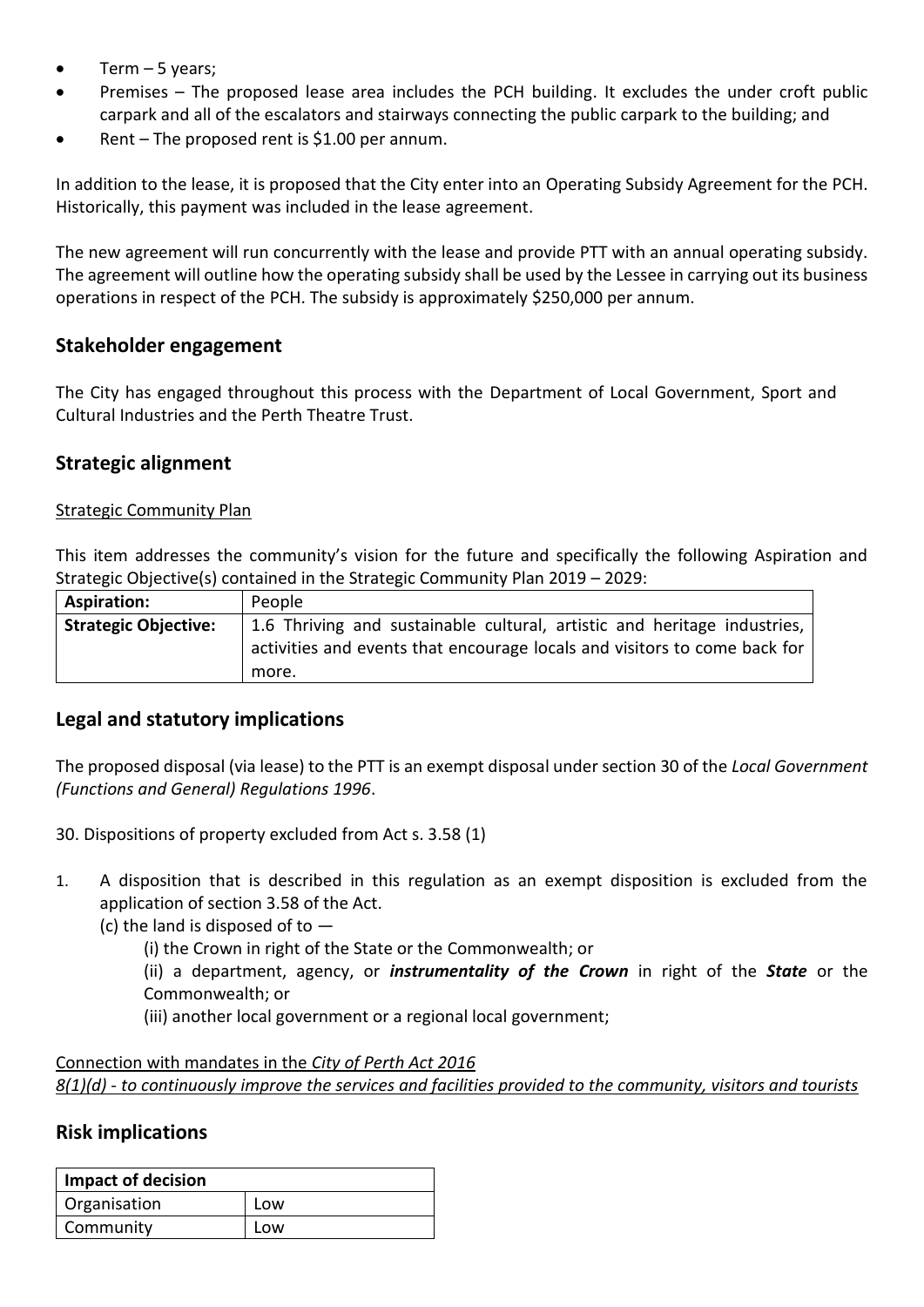- Term – 5 years;
- Premises – The proposed lease area includes the PCH building. It excludes the under croft public carpark and all of the escalators and stairways connecting the public carpark to the building; and
- Rent – The proposed rent is $1.00 per annum.

In addition to the lease, it is proposed that the City enter into an Operating Subsidy Agreement for the PCH. Historically, this payment was included in the lease agreement.

The new agreement will run concurrently with the lease and provide PTT with an annual operating subsidy. The agreement will outline how the operating subsidy shall be used by the Lessee in carrying out its business operations in respect of the PCH. The subsidy is approximately $250,000 per annum.

## Stakeholder engagement

The City has engaged throughout this process with the Department of Local Government, Sport and Cultural Industries and the Perth Theatre Trust.

## Strategic alignment

Strategic Community Plan

This item addresses the community's vision for the future and specifically the following Aspiration and Strategic Objective(s) contained in the Strategic Community Plan 2019 – 2029:

| **Aspiration:** | People |
|---|---|
| **Strategic Objective:** | 1.6 Thriving and sustainable cultural, artistic and heritage industries, activities and events that encourage locals and visitors to come back for more. |

## Legal and statutory implications

The proposed disposal (via lease) to the PTT is an exempt disposal under section 30 of the *Local Government (Functions and General) Regulations 1996*.

30. Dispositions of property excluded from Act s. 3.58 (1)

1. A disposition that is described in this regulation as an exempt disposition is excluded from the application of section 3.58 of the Act.
   (c) the land is disposed of to —
      (i) the Crown in right of the State or the Commonwealth; or
      (ii) a department, agency, or ***instrumentality of the Crown*** in right of the ***State*** or the Commonwealth; or
      (iii) another local government or a regional local government;

Connection with mandates in the *City of Perth Act 2016*
*8(1)(d) - to continuously improve the services and facilities provided to the community, visitors and tourists*

## Risk implications

| **Impact of decision** | |
|---|---|
| Organisation | Low |
| Community | Low |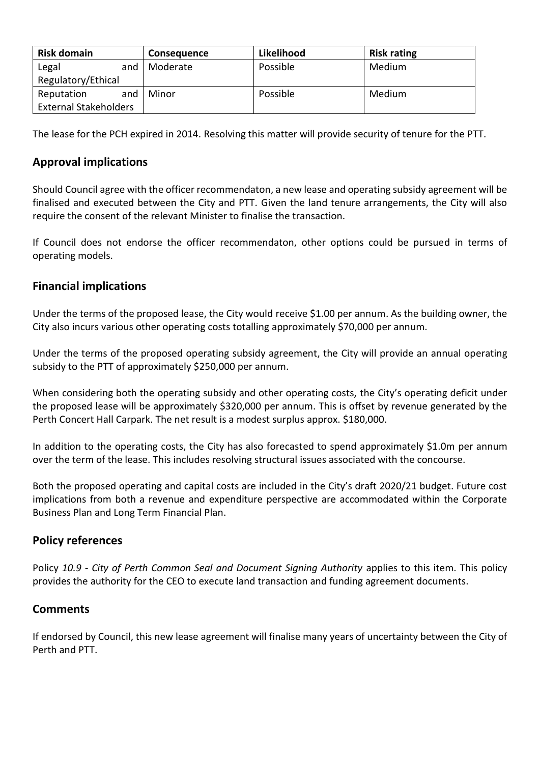| Risk domain | Consequence | Likelihood | Risk rating |
|---|---|---|---|
| Legal and Regulatory/Ethical | Moderate | Possible | Medium |
| Reputation and External Stakeholders | Minor | Possible | Medium |

The lease for the PCH expired in 2014. Resolving this matter will provide security of tenure for the PTT.

## Approval implications

Should Council agree with the officer recommendaton, a new lease and operating subsidy agreement will be finalised and executed between the City and PTT. Given the land tenure arrangements, the City will also require the consent of the relevant Minister to finalise the transaction.

If Council does not endorse the officer recommendaton, other options could be pursued in terms of operating models.

## Financial implications

Under the terms of the proposed lease, the City would receive $1.00 per annum. As the building owner, the City also incurs various other operating costs totalling approximately $70,000 per annum.

Under the terms of the proposed operating subsidy agreement, the City will provide an annual operating subsidy to the PTT of approximately $250,000 per annum.

When considering both the operating subsidy and other operating costs, the City's operating deficit under the proposed lease will be approximately $320,000 per annum. This is offset by revenue generated by the Perth Concert Hall Carpark. The net result is a modest surplus approx. $180,000.

In addition to the operating costs, the City has also forecasted to spend approximately $1.0m per annum over the term of the lease. This includes resolving structural issues associated with the concourse.

Both the proposed operating and capital costs are included in the City's draft 2020/21 budget. Future cost implications from both a revenue and expenditure perspective are accommodated within the Corporate Business Plan and Long Term Financial Plan.

## Policy references

Policy *10.9 - City of Perth Common Seal and Document Signing Authority* applies to this item. This policy provides the authority for the CEO to execute land transaction and funding agreement documents.

## Comments

If endorsed by Council, this new lease agreement will finalise many years of uncertainty between the City of Perth and PTT.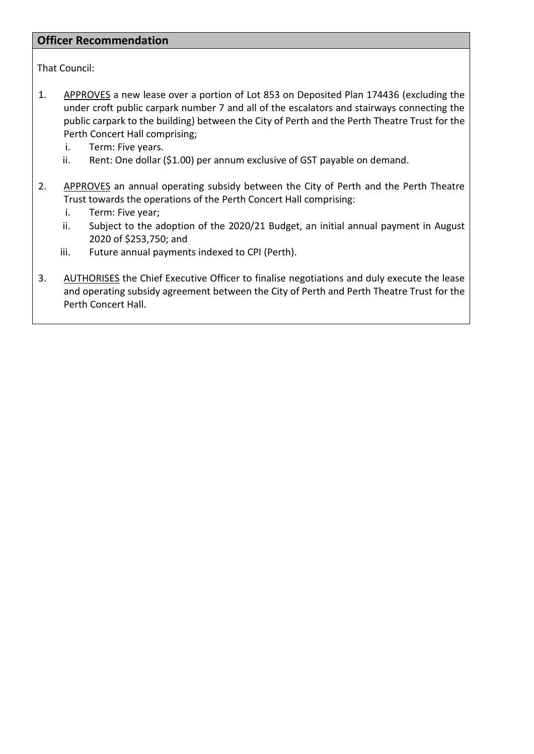## Officer Recommendation

That Council:

1. <u>APPROVES</u> a new lease over a portion of Lot 853 on Deposited Plan 174436 (excluding the under croft public carpark number 7 and all of the escalators and stairways connecting the public carpark to the building) between the City of Perth and the Perth Theatre Trust for the Perth Concert Hall comprising;
   i. Term: Five years.
   ii. Rent: One dollar ($1.00) per annum exclusive of GST payable on demand.

2. <u>APPROVES</u> an annual operating subsidy between the City of Perth and the Perth Theatre Trust towards the operations of the Perth Concert Hall comprising:
   i. Term: Five year;
   ii. Subject to the adoption of the 2020/21 Budget, an initial annual payment in August 2020 of $253,750; and
   iii. Future annual payments indexed to CPI (Perth).

3. <u>AUTHORISES</u> the Chief Executive Officer to finalise negotiations and duly execute the lease and operating subsidy agreement between the City of Perth and Perth Theatre Trust for the Perth Concert Hall.